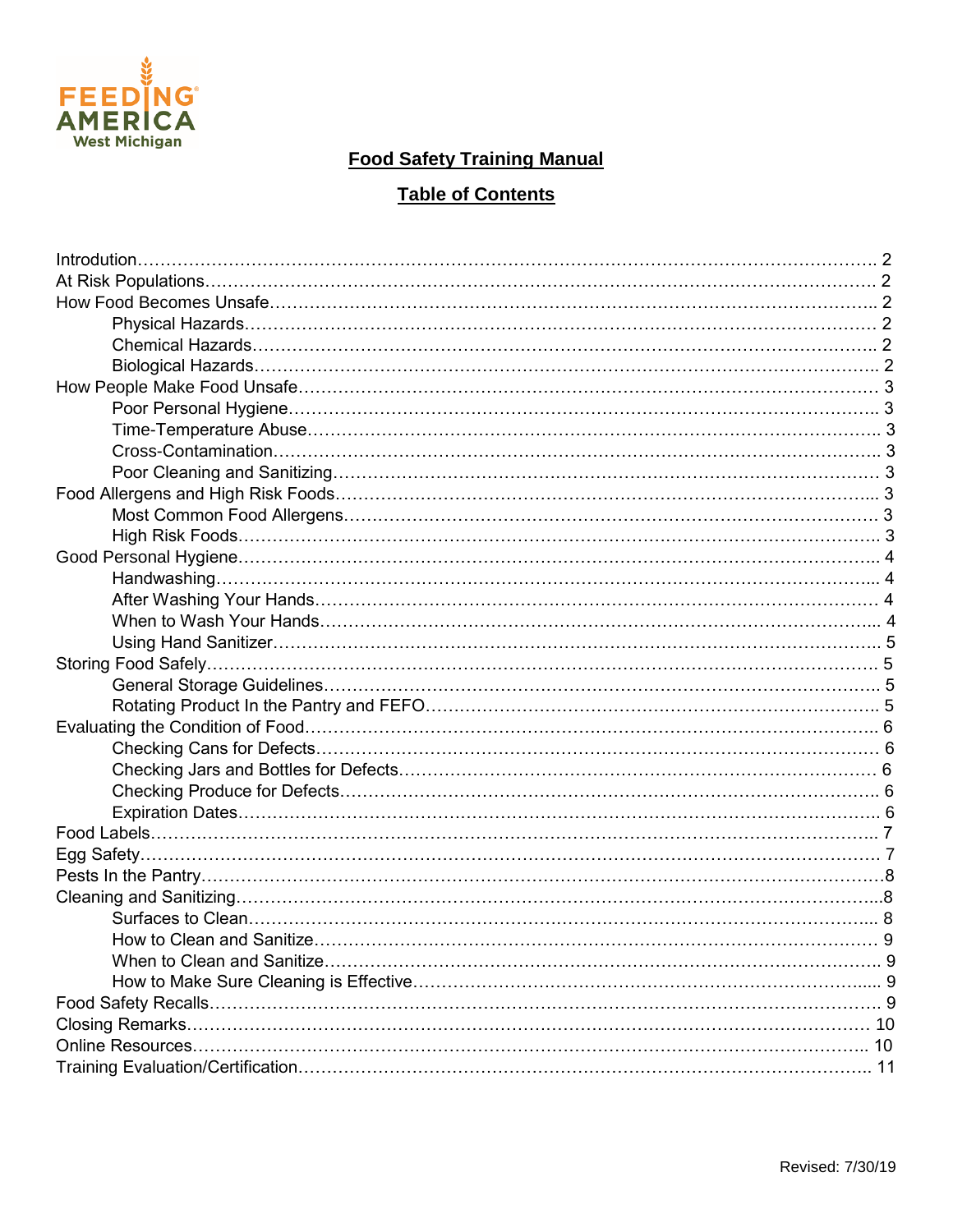Feeding America West Michigan

# Food Safety Training Manual

## Table of Contents

- Introduction……… 2
- At Risk Populations……… 2
- How Food Becomes Unsafe……… 2
  - Physical Hazards……… 2
  - Chemical Hazards……… 2
  - Biological Hazards……… 2
- How People Make Food Unsafe……… 3
  - Poor Personal Hygiene……… 3
  - Time-Temperature Abuse……… 3
  - Cross-Contamination……… 3
  - Poor Cleaning and Sanitizing……… 3
- Food Allergens and High Risk Foods……… 3
  - Most Common Food Allergens……… 3
  - High Risk Foods……… 3
- Good Personal Hygiene……… 4
  - Handwashing……… 4
  - After Washing Your Hands……… 4
  - When to Wash Your Hands……… 4
  - Using Hand Sanitizer……… 5
- Storing Food Safely……… 5
  - General Storage Guidelines……… 5
  - Rotating Product In the Pantry and FEFO……… 5
- Evaluating the Condition of Food……… 6
  - Checking Cans for Defects……… 6
  - Checking Jars and Bottles for Defects……… 6
  - Checking Produce for Defects……… 6
  - Expiration Dates……… 6
- Food Labels……… 7
- Egg Safety……… 7
- Pests In the Pantry……… 8
- Cleaning and Sanitizing……… 8
  - Surfaces to Clean……… 8
  - How to Clean and Sanitize……… 9
  - When to Clean and Sanitize……… 9
  - How to Make Sure Cleaning is Effective……… 9
- Food Safety Recalls……… 9
- Closing Remarks……… 10
- Online Resources……… 10
- Training Evaluation/Certification……… 11

Revised: 7/30/19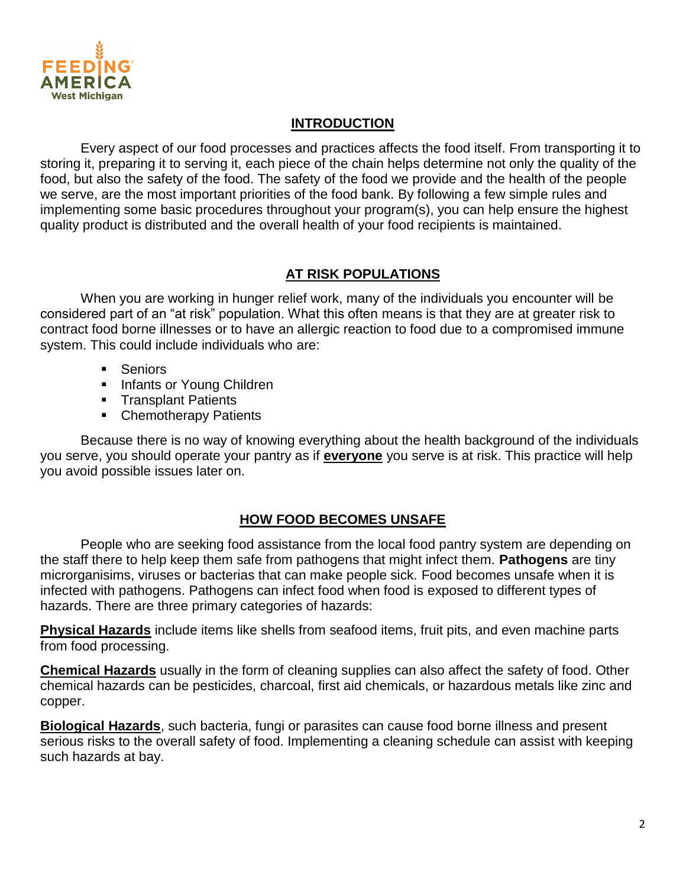## INTRODUCTION

Every aspect of our food processes and practices affects the food itself. From transporting it to storing it, preparing it to serving it, each piece of the chain helps determine not only the quality of the food, but also the safety of the food. The safety of the food we provide and the health of the people we serve, are the most important priorities of the food bank. By following a few simple rules and implementing some basic procedures throughout your program(s), you can help ensure the highest quality product is distributed and the overall health of your food recipients is maintained.

## AT RISK POPULATIONS

When you are working in hunger relief work, many of the individuals you encounter will be considered part of an "at risk" population. What this often means is that they are at greater risk to contract food borne illnesses or to have an allergic reaction to food due to a compromised immune system. This could include individuals who are:

- Seniors
- Infants or Young Children
- Transplant Patients
- Chemotherapy Patients

Because there is no way of knowing everything about the health background of the individuals you serve, you should operate your pantry as if **everyone** you serve is at risk. This practice will help you avoid possible issues later on.

## HOW FOOD BECOMES UNSAFE

People who are seeking food assistance from the local food pantry system are depending on the staff there to help keep them safe from pathogens that might infect them. **Pathogens** are tiny microrganisims, viruses or bacterias that can make people sick. Food becomes unsafe when it is infected with pathogens. Pathogens can infect food when food is exposed to different types of hazards. There are three primary categories of hazards:

**Physical Hazards** include items like shells from seafood items, fruit pits, and even machine parts from food processing.

**Chemical Hazards** usually in the form of cleaning supplies can also affect the safety of food. Other chemical hazards can be pesticides, charcoal, first aid chemicals, or hazardous metals like zinc and copper.

**Biological Hazards**, such bacteria, fungi or parasites can cause food borne illness and present serious risks to the overall safety of food. Implementing a cleaning schedule can assist with keeping such hazards at bay.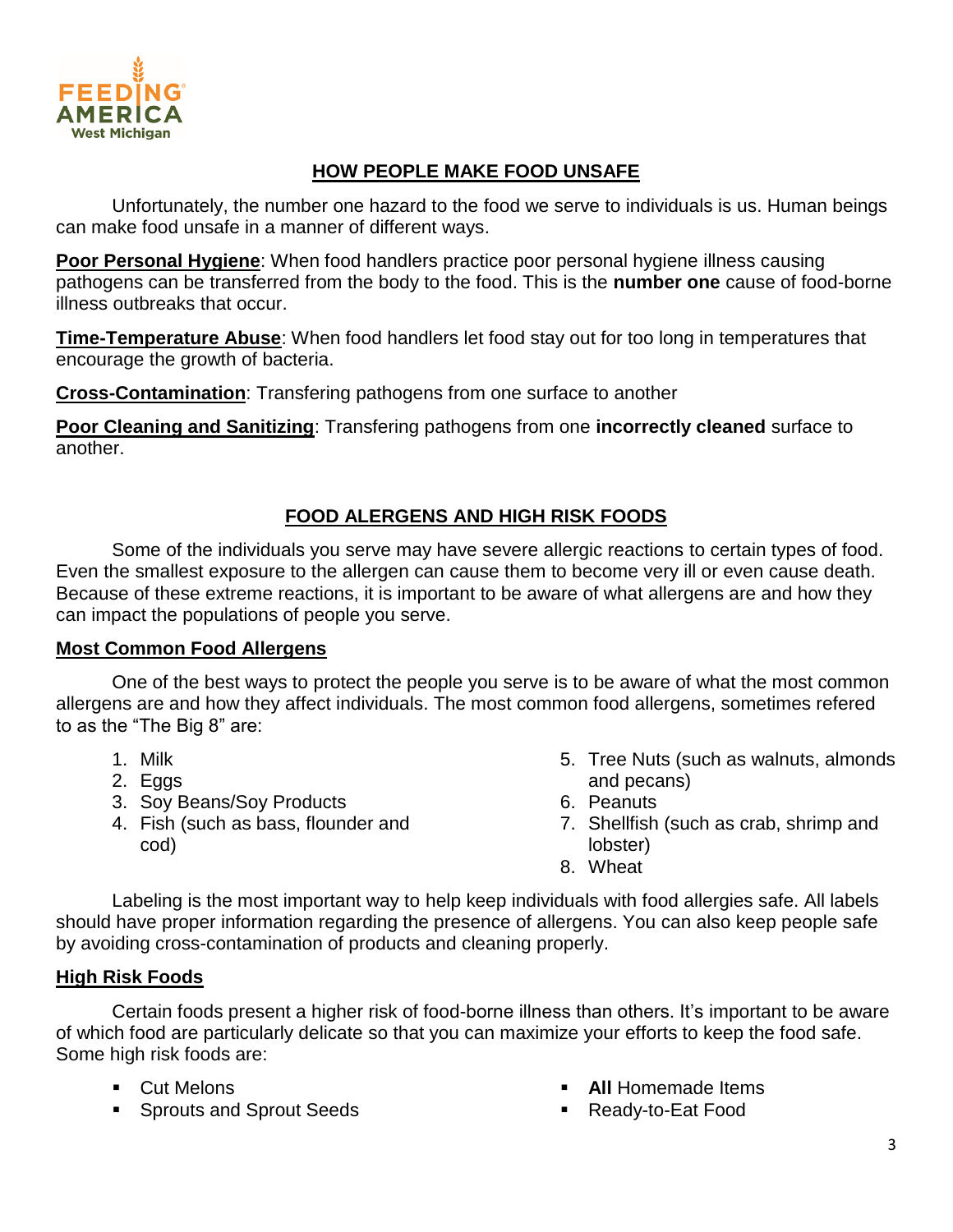## HOW PEOPLE MAKE FOOD UNSAFE

Unfortunately, the number one hazard to the food we serve to individuals is us. Human beings can make food unsafe in a manner of different ways.

**Poor Personal Hygiene**: When food handlers practice poor personal hygiene illness causing pathogens can be transferred from the body to the food. This is the **number one** cause of food-borne illness outbreaks that occur.

**Time-Temperature Abuse**: When food handlers let food stay out for too long in temperatures that encourage the growth of bacteria.

**Cross-Contamination**: Transfering pathogens from one surface to another

**Poor Cleaning and Sanitizing**: Transfering pathogens from one **incorrectly cleaned** surface to another.

## FOOD ALERGENS AND HIGH RISK FOODS

Some of the individuals you serve may have severe allergic reactions to certain types of food. Even the smallest exposure to the allergen can cause them to become very ill or even cause death. Because of these extreme reactions, it is important to be aware of what allergens are and how they can impact the populations of people you serve.

### Most Common Food Allergens

One of the best ways to protect the people you serve is to be aware of what the most common allergens are and how they affect individuals. The most common food allergens, sometimes refered to as the "The Big 8" are:

1. Milk
2. Eggs
3. Soy Beans/Soy Products
4. Fish (such as bass, flounder and cod)
5. Tree Nuts (such as walnuts, almonds and pecans)
6. Peanuts
7. Shellfish (such as crab, shrimp and lobster)
8. Wheat

Labeling is the most important way to help keep individuals with food allergies safe. All labels should have proper information regarding the presence of allergens. You can also keep people safe by avoiding cross-contamination of products and cleaning properly.

### High Risk Foods

Certain foods present a higher risk of food-borne illness than others. It's important to be aware of which food are particularly delicate so that you can maximize your efforts to keep the food safe. Some high risk foods are:

- Cut Melons
- Sprouts and Sprout Seeds
- **All** Homemade Items
- Ready-to-Eat Food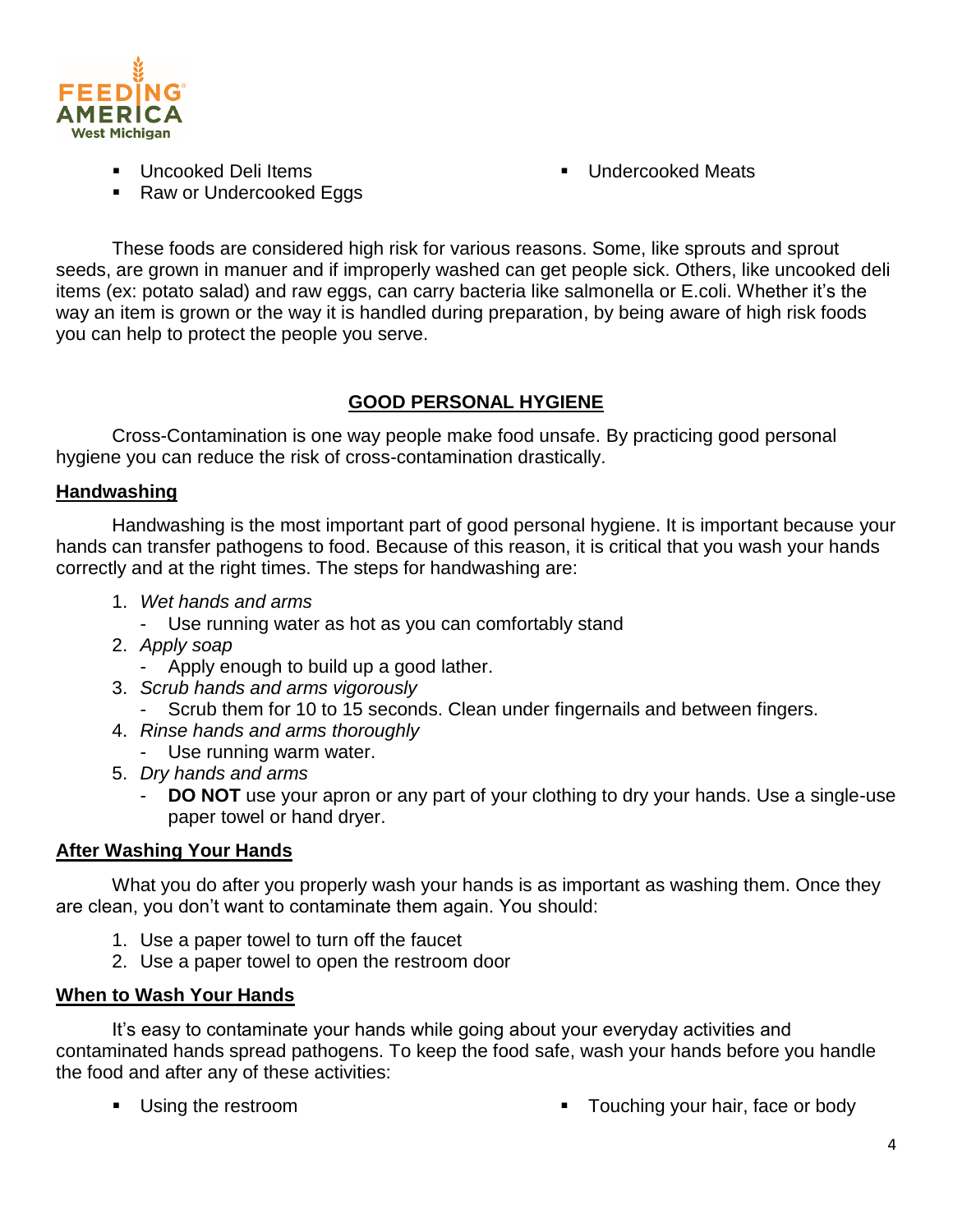- Uncooked Deli Items
- Raw or Undercooked Eggs
- Undercooked Meats

These foods are considered high risk for various reasons. Some, like sprouts and sprout seeds, are grown in manuer and if improperly washed can get people sick. Others, like uncooked deli items (ex: potato salad) and raw eggs, can carry bacteria like salmonella or E.coli. Whether it's the way an item is grown or the way it is handled during preparation, by being aware of high risk foods you can help to protect the people you serve.

## GOOD PERSONAL HYGIENE

Cross-Contamination is one way people make food unsafe. By practicing good personal hygiene you can reduce the risk of cross-contamination drastically.

### Handwashing

Handwashing is the most important part of good personal hygiene. It is important because your hands can transfer pathogens to food. Because of this reason, it is critical that you wash your hands correctly and at the right times. The steps for handwashing are:

1. *Wet hands and arms*
   - Use running water as hot as you can comfortably stand
2. *Apply soap*
   - Apply enough to build up a good lather.
3. *Scrub hands and arms vigorously*
   - Scrub them for 10 to 15 seconds. Clean under fingernails and between fingers.
4. *Rinse hands and arms thoroughly*
   - Use running warm water.
5. *Dry hands and arms*
   - **DO NOT** use your apron or any part of your clothing to dry your hands. Use a single-use paper towel or hand dryer.

### After Washing Your Hands

What you do after you properly wash your hands is as important as washing them. Once they are clean, you don't want to contaminate them again. You should:

1. Use a paper towel to turn off the faucet
2. Use a paper towel to open the restroom door

### When to Wash Your Hands

It's easy to contaminate your hands while going about your everyday activities and contaminated hands spread pathogens. To keep the food safe, wash your hands before you handle the food and after any of these activities:

- Using the restroom
- Touching your hair, face or body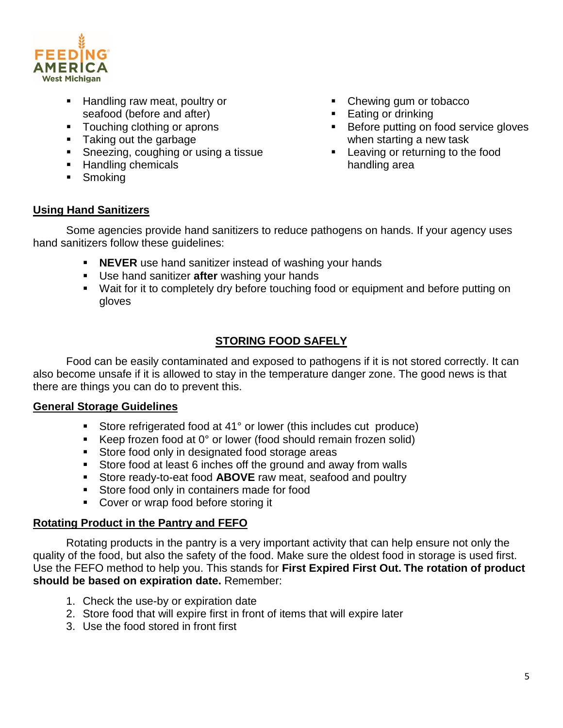- Handling raw meat, poultry or seafood (before and after)
- Touching clothing or aprons
- Taking out the garbage
- Sneezing, coughing or using a tissue
- Handling chemicals
- Smoking
- Chewing gum or tobacco
- Eating or drinking
- Before putting on food service gloves when starting a new task
- Leaving or returning to the food handling area

**Using Hand Sanitizers**

Some agencies provide hand sanitizers to reduce pathogens on hands. If your agency uses hand sanitizers follow these guidelines:

- **NEVER** use hand sanitizer instead of washing your hands
- Use hand sanitizer **after** washing your hands
- Wait for it to completely dry before touching food or equipment and before putting on gloves

## STORING FOOD SAFELY

Food can be easily contaminated and exposed to pathogens if it is not stored correctly. It can also become unsafe if it is allowed to stay in the temperature danger zone. The good news is that there are things you can do to prevent this.

**General Storage Guidelines**

- Store refrigerated food at 41° or lower (this includes cut produce)
- Keep frozen food at 0° or lower (food should remain frozen solid)
- Store food only in designated food storage areas
- Store food at least 6 inches off the ground and away from walls
- Store ready-to-eat food **ABOVE** raw meat, seafood and poultry
- Store food only in containers made for food
- Cover or wrap food before storing it

**Rotating Product in the Pantry and FEFO**

Rotating products in the pantry is a very important activity that can help ensure not only the quality of the food, but also the safety of the food. Make sure the oldest food in storage is used first. Use the FEFO method to help you. This stands for **First Expired First Out. The rotation of product should be based on expiration date.** Remember:

1. Check the use-by or expiration date
2. Store food that will expire first in front of items that will expire later
3. Use the food stored in front first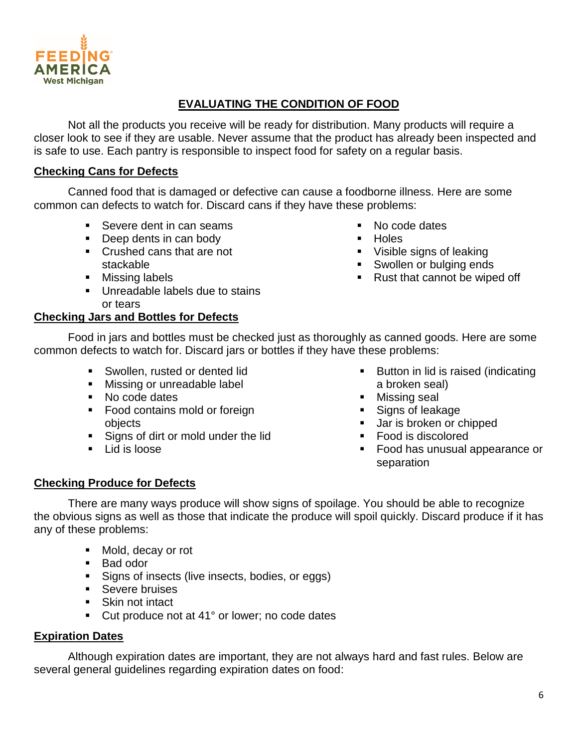## EVALUATING THE CONDITION OF FOOD

Not all the products you receive will be ready for distribution. Many products will require a closer look to see if they are usable. Never assume that the product has already been inspected and is safe to use. Each pantry is responsible to inspect food for safety on a regular basis.

### Checking Cans for Defects

Canned food that is damaged or defective can cause a foodborne illness. Here are some common can defects to watch for. Discard cans if they have these problems:

- Severe dent in can seams
- Deep dents in can body
- Crushed cans that are not stackable
- Missing labels
- Unreadable labels due to stains or tears
- No code dates
- Holes
- Visible signs of leaking
- Swollen or bulging ends
- Rust that cannot be wiped off

### Checking Jars and Bottles for Defects

Food in jars and bottles must be checked just as thoroughly as canned goods. Here are some common defects to watch for. Discard jars or bottles if they have these problems:

- Swollen, rusted or dented lid
- Missing or unreadable label
- No code dates
- Food contains mold or foreign objects
- Signs of dirt or mold under the lid
- Lid is loose
- Button in lid is raised (indicating a broken seal)
- Missing seal
- Signs of leakage
- Jar is broken or chipped
- Food is discolored
- Food has unusual appearance or separation

### Checking Produce for Defects

There are many ways produce will show signs of spoilage. You should be able to recognize the obvious signs as well as those that indicate the produce will spoil quickly. Discard produce if it has any of these problems:

- Mold, decay or rot
- Bad odor
- Signs of insects (live insects, bodies, or eggs)
- Severe bruises
- Skin not intact
- Cut produce not at 41° or lower; no code dates

### Expiration Dates

Although expiration dates are important, they are not always hard and fast rules. Below are several general guidelines regarding expiration dates on food: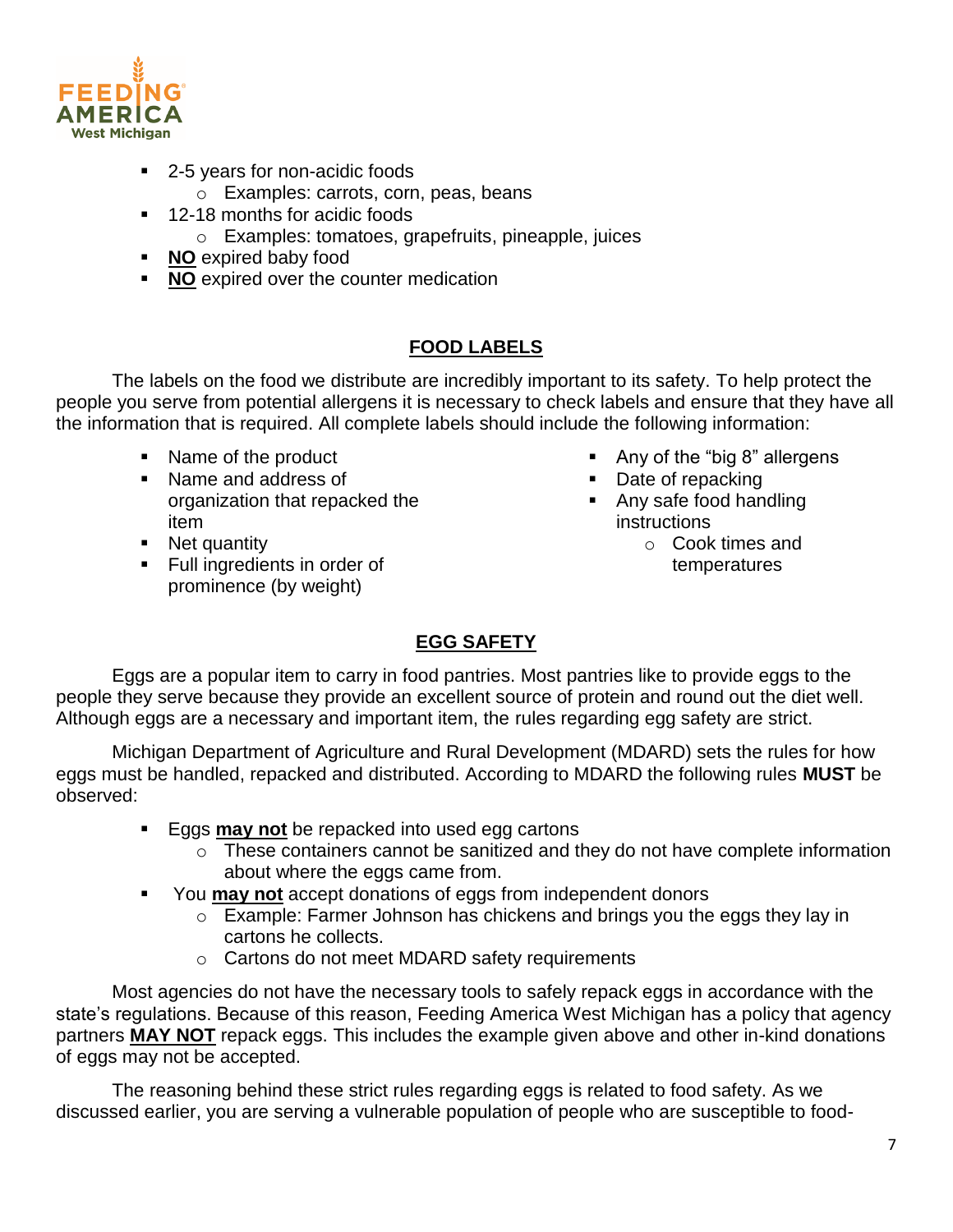- 2-5 years for non-acidic foods
    - Examples: carrots, corn, peas, beans
- 12-18 months for acidic foods
    - Examples: tomatoes, grapefruits, pineapple, juices
- **NO** expired baby food
- **NO** expired over the counter medication

## FOOD LABELS

The labels on the food we distribute are incredibly important to its safety. To help protect the people you serve from potential allergens it is necessary to check labels and ensure that they have all the information that is required. All complete labels should include the following information:

- Name of the product
- Name and address of organization that repacked the item
- Net quantity
- Full ingredients in order of prominence (by weight)
- Any of the "big 8" allergens
- Date of repacking
- Any safe food handling instructions
    - Cook times and temperatures

## EGG SAFETY

Eggs are a popular item to carry in food pantries. Most pantries like to provide eggs to the people they serve because they provide an excellent source of protein and round out the diet well. Although eggs are a necessary and important item, the rules regarding egg safety are strict.

Michigan Department of Agriculture and Rural Development (MDARD) sets the rules for how eggs must be handled, repacked and distributed. According to MDARD the following rules **MUST** be observed:

- Eggs **may not** be repacked into used egg cartons
    - These containers cannot be sanitized and they do not have complete information about where the eggs came from.
- You **may not** accept donations of eggs from independent donors
    - Example: Farmer Johnson has chickens and brings you the eggs they lay in cartons he collects.
    - Cartons do not meet MDARD safety requirements

Most agencies do not have the necessary tools to safely repack eggs in accordance with the state's regulations. Because of this reason, Feeding America West Michigan has a policy that agency partners **MAY NOT** repack eggs. This includes the example given above and other in-kind donations of eggs may not be accepted.

The reasoning behind these strict rules regarding eggs is related to food safety. As we discussed earlier, you are serving a vulnerable population of people who are susceptible to food-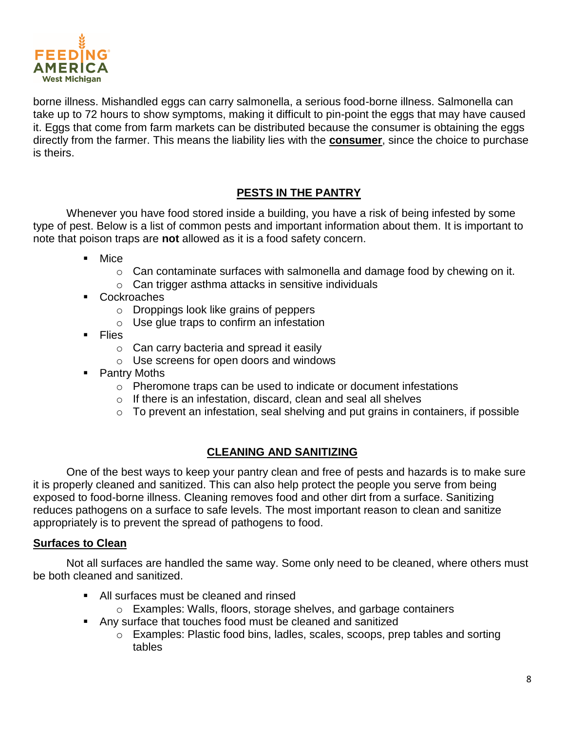borne illness. Mishandled eggs can carry salmonella, a serious food-borne illness. Salmonella can take up to 72 hours to show symptoms, making it difficult to pin-point the eggs that may have caused it. Eggs that come from farm markets can be distributed because the consumer is obtaining the eggs directly from the farmer. This means the liability lies with the **consumer**, since the choice to purchase is theirs.

## PESTS IN THE PANTRY

Whenever you have food stored inside a building, you have a risk of being infested by some type of pest. Below is a list of common pests and important information about them. It is important to note that poison traps are **not** allowed as it is a food safety concern.

- Mice
  - Can contaminate surfaces with salmonella and damage food by chewing on it.
  - Can trigger asthma attacks in sensitive individuals
- Cockroaches
  - Droppings look like grains of peppers
  - Use glue traps to confirm an infestation
- Flies
  - Can carry bacteria and spread it easily
  - Use screens for open doors and windows
- Pantry Moths
  - Pheromone traps can be used to indicate or document infestations
  - If there is an infestation, discard, clean and seal all shelves
  - To prevent an infestation, seal shelving and put grains in containers, if possible

## CLEANING AND SANITIZING

One of the best ways to keep your pantry clean and free of pests and hazards is to make sure it is properly cleaned and sanitized. This can also help protect the people you serve from being exposed to food-borne illness. Cleaning removes food and other dirt from a surface. Sanitizing reduces pathogens on a surface to safe levels. The most important reason to clean and sanitize appropriately is to prevent the spread of pathogens to food.

### Surfaces to Clean

Not all surfaces are handled the same way. Some only need to be cleaned, where others must be both cleaned and sanitized.

- All surfaces must be cleaned and rinsed
  - Examples: Walls, floors, storage shelves, and garbage containers
- Any surface that touches food must be cleaned and sanitized
  - Examples: Plastic food bins, ladles, scales, scoops, prep tables and sorting tables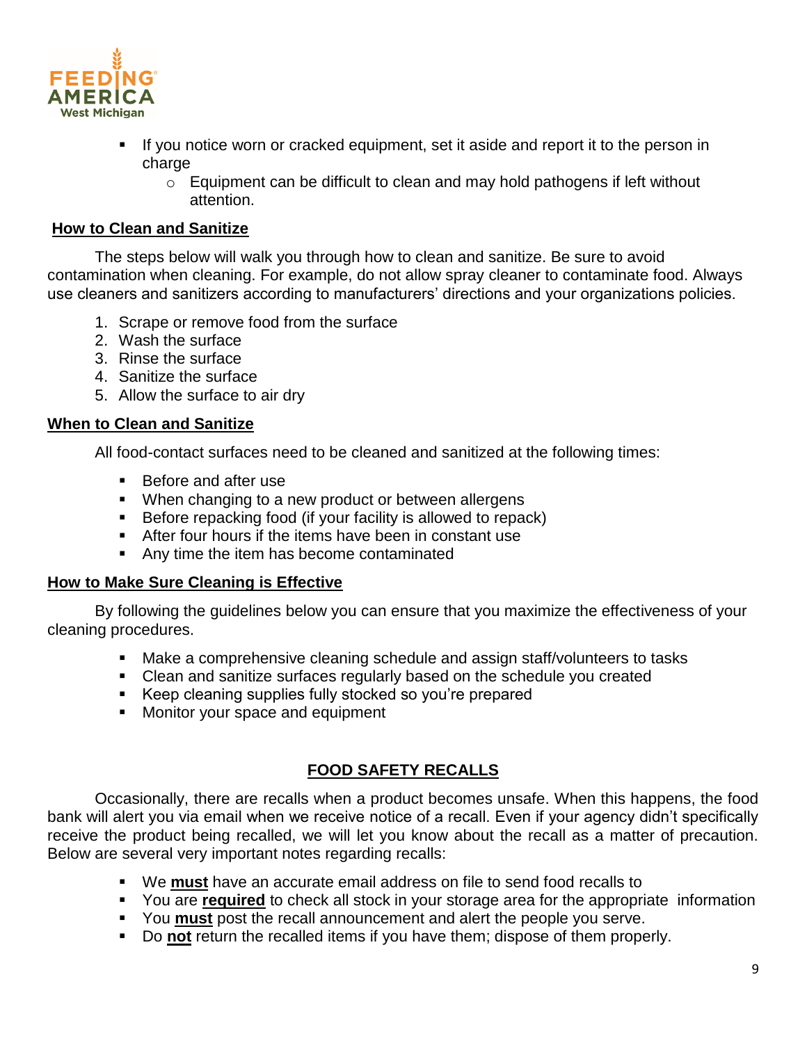- If you notice worn or cracked equipment, set it aside and report it to the person in charge
  - Equipment can be difficult to clean and may hold pathogens if left without attention.

## How to Clean and Sanitize

The steps below will walk you through how to clean and sanitize. Be sure to avoid contamination when cleaning. For example, do not allow spray cleaner to contaminate food. Always use cleaners and sanitizers according to manufacturers' directions and your organizations policies.

1. Scrape or remove food from the surface
2. Wash the surface
3. Rinse the surface
4. Sanitize the surface
5. Allow the surface to air dry

## When to Clean and Sanitize

All food-contact surfaces need to be cleaned and sanitized at the following times:

- Before and after use
- When changing to a new product or between allergens
- Before repacking food (if your facility is allowed to repack)
- After four hours if the items have been in constant use
- Any time the item has become contaminated

## How to Make Sure Cleaning is Effective

By following the guidelines below you can ensure that you maximize the effectiveness of your cleaning procedures.

- Make a comprehensive cleaning schedule and assign staff/volunteers to tasks
- Clean and sanitize surfaces regularly based on the schedule you created
- Keep cleaning supplies fully stocked so you're prepared
- Monitor your space and equipment

# FOOD SAFETY RECALLS

Occasionally, there are recalls when a product becomes unsafe. When this happens, the food bank will alert you via email when we receive notice of a recall. Even if your agency didn't specifically receive the product being recalled, we will let you know about the recall as a matter of precaution. Below are several very important notes regarding recalls:

- We **must** have an accurate email address on file to send food recalls to
- You are **required** to check all stock in your storage area for the appropriate information
- You **must** post the recall announcement and alert the people you serve.
- Do **not** return the recalled items if you have them; dispose of them properly.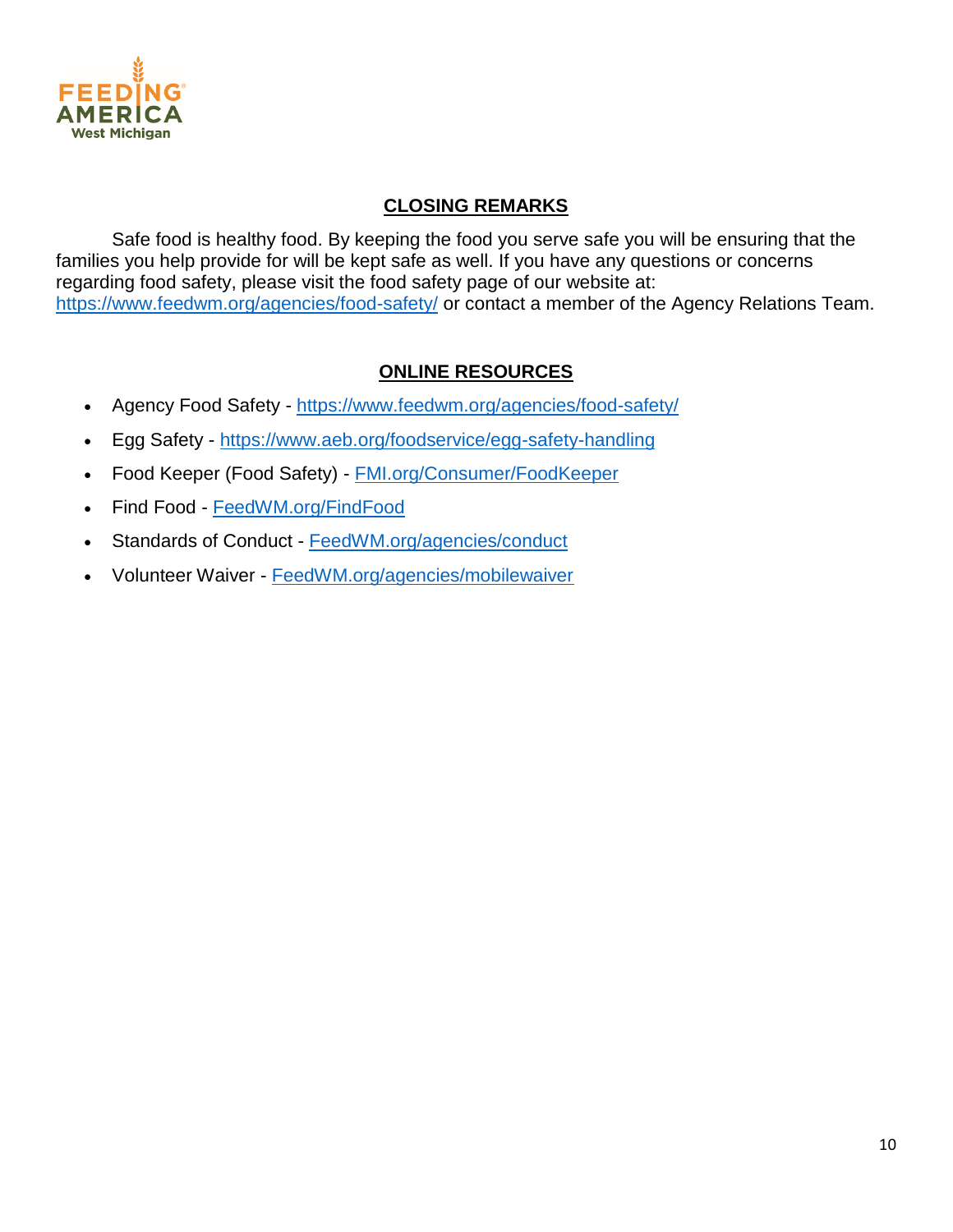## CLOSING REMARKS

Safe food is healthy food. By keeping the food you serve safe you will be ensuring that the families you help provide for will be kept safe as well. If you have any questions or concerns regarding food safety, please visit the food safety page of our website at: https://www.feedwm.org/agencies/food-safety/ or contact a member of the Agency Relations Team.

## ONLINE RESOURCES

- Agency Food Safety - https://www.feedwm.org/agencies/food-safety/
- Egg Safety - https://www.aeb.org/foodservice/egg-safety-handling
- Food Keeper (Food Safety) - FMI.org/Consumer/FoodKeeper
- Find Food - FeedWM.org/FindFood
- Standards of Conduct - FeedWM.org/agencies/conduct
- Volunteer Waiver - FeedWM.org/agencies/mobilewaiver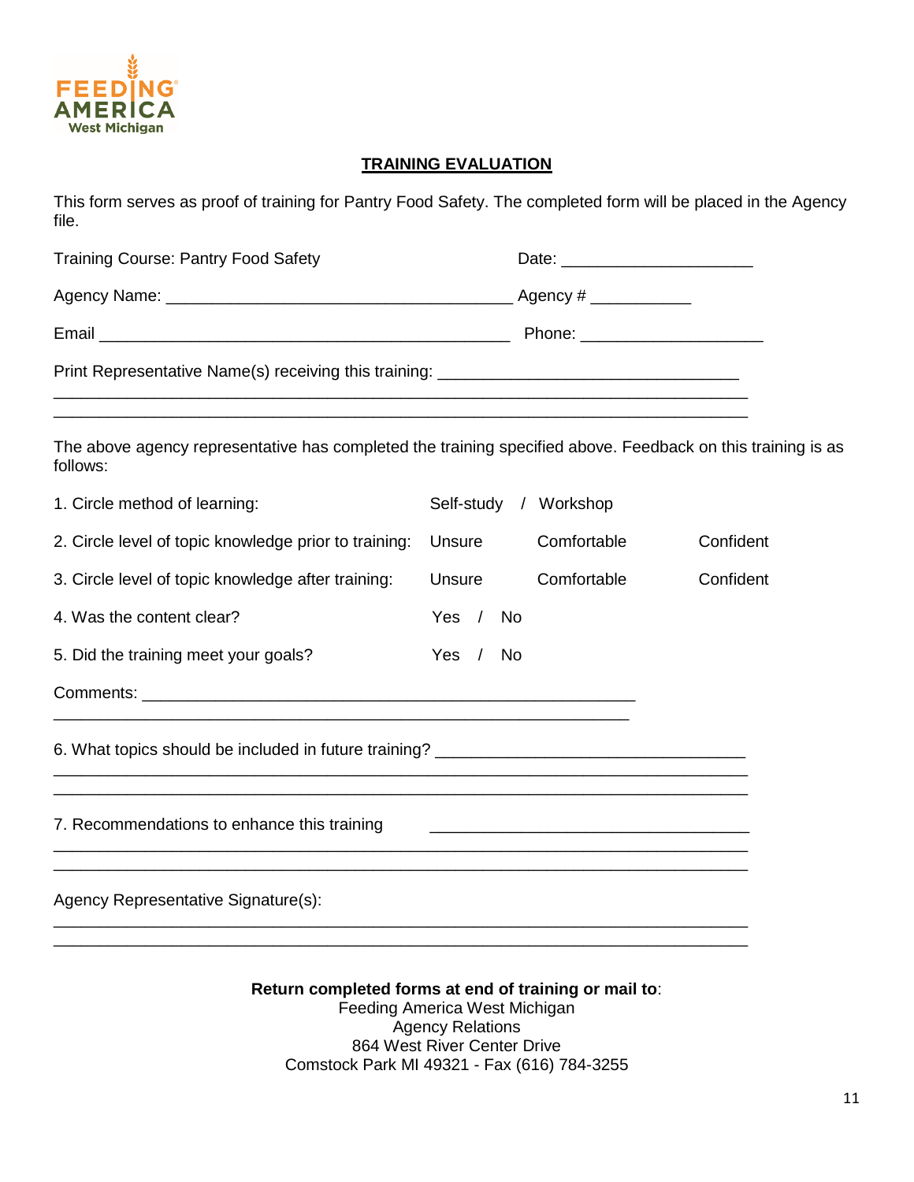FEEDING AMERICA West Michigan

# TRAINING EVALUATION

This form serves as proof of training for Pantry Food Safety. The completed form will be placed in the Agency file.

Training Course: Pantry Food Safety Date: ____________________

Agency Name: ____________________________________ Agency # __________

Email ___________________________________________ Phone: ___________________

Print Representative Name(s) receiving this training: ________________________________

_________________________________________________________________________

_________________________________________________________________________

The above agency representative has completed the training specified above. Feedback on this training is as follows:

1. Circle method of learning: Self-study / Workshop
2. Circle level of topic knowledge prior to training: Unsure Comfortable Confident
3. Circle level of topic knowledge after training: Unsure Comfortable Confident
4. Was the content clear? Yes / No
5. Did the training meet your goals? Yes / No

Comments: ____________________________________________________

____________________________________________________________

6. What topics should be included in future training? ________________________________

_________________________________________________________________________

_________________________________________________________________________

7. Recommendations to enhance this training ________________________________

_________________________________________________________________________

_________________________________________________________________________

Agency Representative Signature(s):

_________________________________________________________________________

_________________________________________________________________________

**Return completed forms at end of training or mail to**:
Feeding America West Michigan
Agency Relations
864 West River Center Drive
Comstock Park MI 49321 - Fax (616) 784-3255